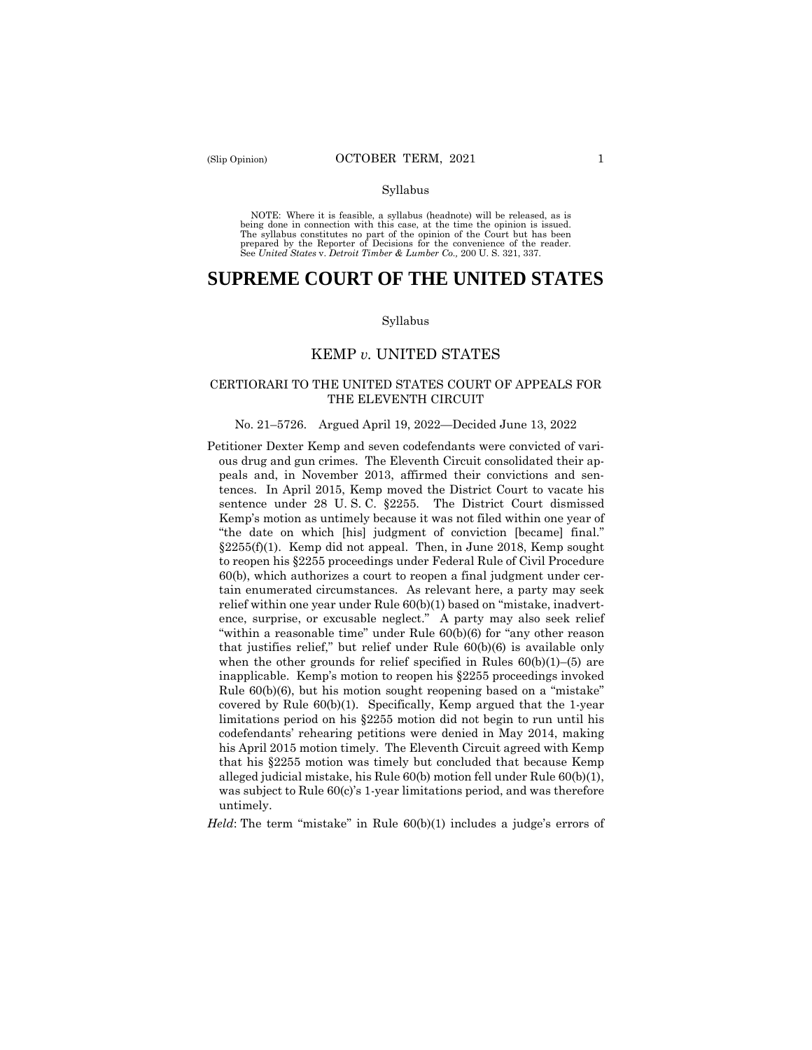Syllabus

NOTE: Where it is feasible, a syllabus (headnote) will be released, as is being done in connection with this case, at the time the opinion is issued. The syllabus constitutes no part of the opinion of the Court but has been prepared by the Reporter of Decisions for the convenience of the reader. See *United States* v. *Detroit Timber & Lumber Co.,* 200 U. S. 321, 337.

# SUPREME COURT OF THE UNITED STATES

Syllabus

## KEMP *v.* UNITED STATES

### CERTIORARI TO THE UNITED STATES COURT OF APPEALS FOR THE ELEVENTH CIRCUIT

No. 21–5726. Argued April 19, 2022—Decided June 13, 2022

Petitioner Dexter Kemp and seven codefendants were convicted of various drug and gun crimes. The Eleventh Circuit consolidated their appeals and, in November 2013, affirmed their convictions and sentences. In April 2015, Kemp moved the District Court to vacate his sentence under 28 U. S. C. §2255. The District Court dismissed Kemp's motion as untimely because it was not filed within one year of "the date on which [his] judgment of conviction [became] final." §2255(f)(1). Kemp did not appeal. Then, in June 2018, Kemp sought to reopen his §2255 proceedings under Federal Rule of Civil Procedure 60(b), which authorizes a court to reopen a final judgment under certain enumerated circumstances. As relevant here, a party may seek relief within one year under Rule 60(b)(1) based on "mistake, inadvertence, surprise, or excusable neglect." A party may also seek relief "within a reasonable time" under Rule 60(b)(6) for "any other reason that justifies relief," but relief under Rule 60(b)(6) is available only when the other grounds for relief specified in Rules 60(b)(1)–(5) are inapplicable. Kemp's motion to reopen his §2255 proceedings invoked Rule 60(b)(6), but his motion sought reopening based on a "mistake" covered by Rule 60(b)(1). Specifically, Kemp argued that the 1-year limitations period on his §2255 motion did not begin to run until his codefendants' rehearing petitions were denied in May 2014, making his April 2015 motion timely. The Eleventh Circuit agreed with Kemp that his §2255 motion was timely but concluded that because Kemp alleged judicial mistake, his Rule 60(b) motion fell under Rule 60(b)(1), was subject to Rule 60(c)'s 1-year limitations period, and was therefore untimely.

*Held*: The term "mistake" in Rule 60(b)(1) includes a judge's errors of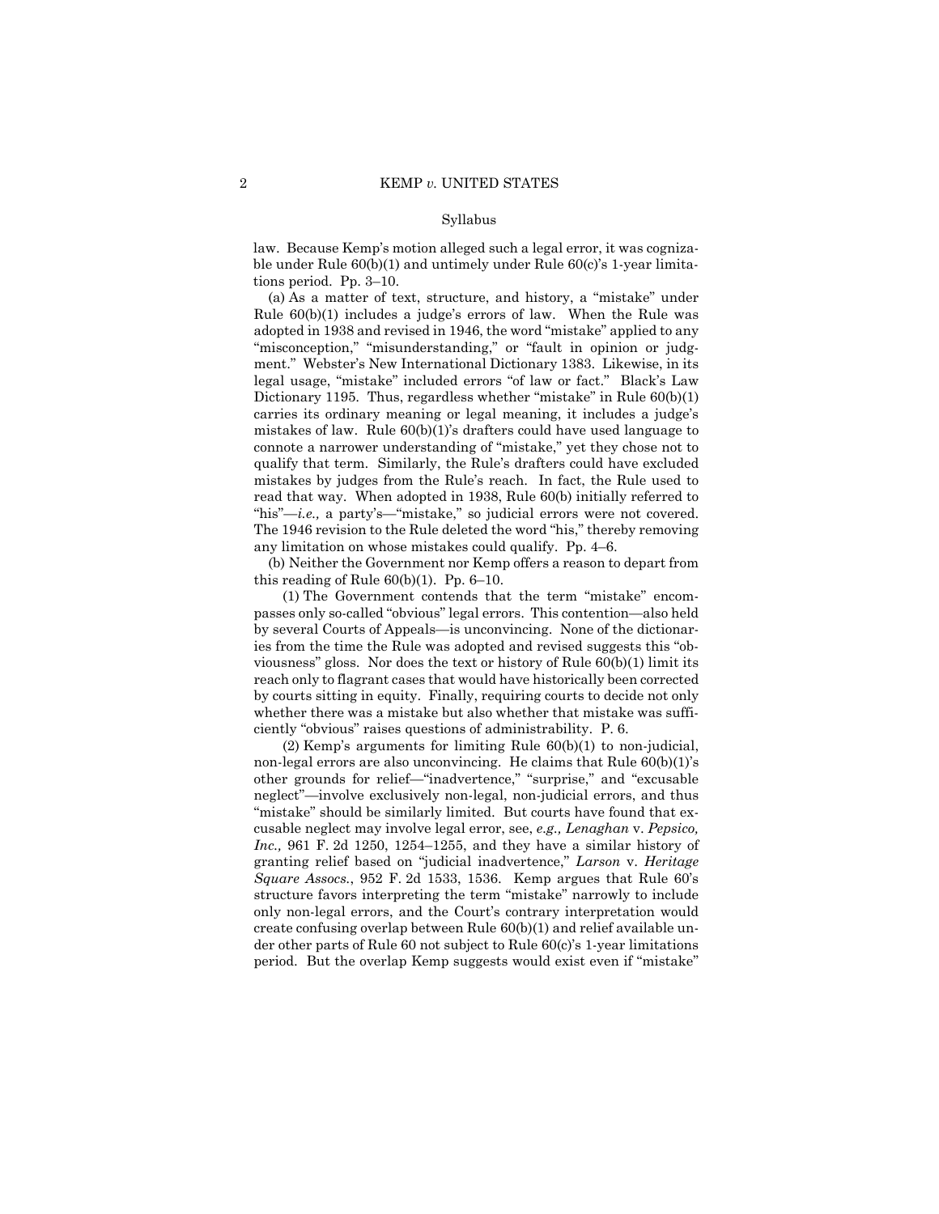Syllabus

law. Because Kemp's motion alleged such a legal error, it was cognizable under Rule 60(b)(1) and untimely under Rule 60(c)'s 1-year limitations period. Pp. 3–10.

(a) As a matter of text, structure, and history, a "mistake" under Rule 60(b)(1) includes a judge's errors of law. When the Rule was adopted in 1938 and revised in 1946, the word "mistake" applied to any "misconception," "misunderstanding," or "fault in opinion or judgment." Webster's New International Dictionary 1383. Likewise, in its legal usage, "mistake" included errors "of law or fact." Black's Law Dictionary 1195. Thus, regardless whether "mistake" in Rule 60(b)(1) carries its ordinary meaning or legal meaning, it includes a judge's mistakes of law. Rule 60(b)(1)'s drafters could have used language to connote a narrower understanding of "mistake," yet they chose not to qualify that term. Similarly, the Rule's drafters could have excluded mistakes by judges from the Rule's reach. In fact, the Rule used to read that way. When adopted in 1938, Rule 60(b) initially referred to "his"—*i.e.,* a party's—"mistake," so judicial errors were not covered. The 1946 revision to the Rule deleted the word "his," thereby removing any limitation on whose mistakes could qualify. Pp. 4–6.

(b) Neither the Government nor Kemp offers a reason to depart from this reading of Rule 60(b)(1). Pp. 6–10.

(1) The Government contends that the term "mistake" encompasses only so-called "obvious" legal errors. This contention—also held by several Courts of Appeals—is unconvincing. None of the dictionaries from the time the Rule was adopted and revised suggests this "obviousness" gloss. Nor does the text or history of Rule 60(b)(1) limit its reach only to flagrant cases that would have historically been corrected by courts sitting in equity. Finally, requiring courts to decide not only whether there was a mistake but also whether that mistake was sufficiently "obvious" raises questions of administrability. P. 6.

(2) Kemp's arguments for limiting Rule 60(b)(1) to non-judicial, non-legal errors are also unconvincing. He claims that Rule 60(b)(1)'s other grounds for relief—"inadvertence," "surprise," and "excusable neglect"—involve exclusively non-legal, non-judicial errors, and thus "mistake" should be similarly limited. But courts have found that excusable neglect may involve legal error, see, *e.g., Lenaghan* v. *Pepsico, Inc.,* 961 F. 2d 1250, 1254–1255, and they have a similar history of granting relief based on "judicial inadvertence," *Larson* v. *Heritage Square Assocs.*, 952 F. 2d 1533, 1536. Kemp argues that Rule 60's structure favors interpreting the term "mistake" narrowly to include only non-legal errors, and the Court's contrary interpretation would create confusing overlap between Rule 60(b)(1) and relief available under other parts of Rule 60 not subject to Rule 60(c)'s 1-year limitations period. But the overlap Kemp suggests would exist even if "mistake"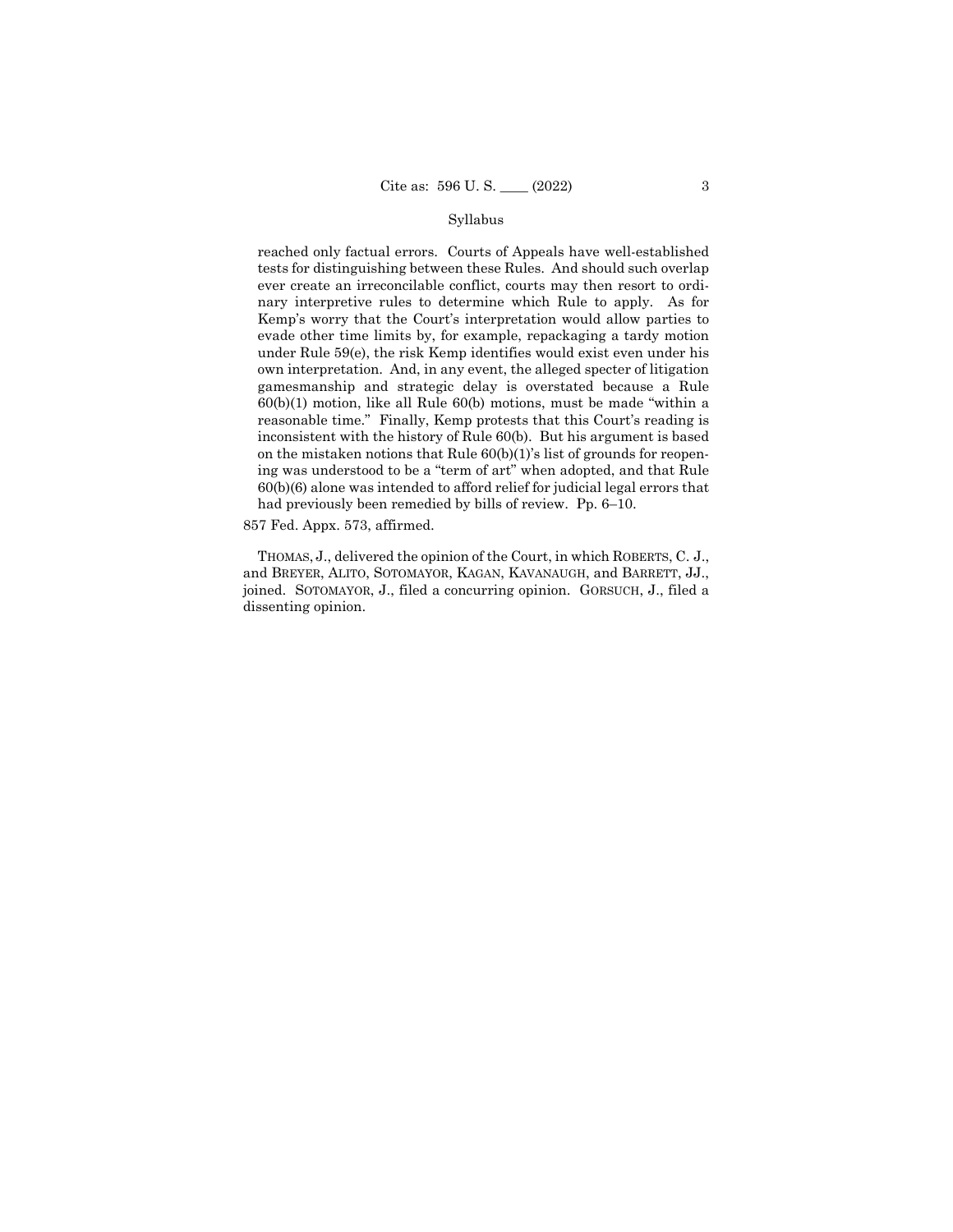reached only factual errors. Courts of Appeals have well-established tests for distinguishing between these Rules. And should such overlap ever create an irreconcilable conflict, courts may then resort to ordinary interpretive rules to determine which Rule to apply. As for Kemp's worry that the Court's interpretation would allow parties to evade other time limits by, for example, repackaging a tardy motion under Rule 59(e), the risk Kemp identifies would exist even under his own interpretation. And, in any event, the alleged specter of litigation gamesmanship and strategic delay is overstated because a Rule 60(b)(1) motion, like all Rule 60(b) motions, must be made "within a reasonable time." Finally, Kemp protests that this Court's reading is inconsistent with the history of Rule 60(b). But his argument is based on the mistaken notions that Rule 60(b)(1)'s list of grounds for reopening was understood to be a "term of art" when adopted, and that Rule 60(b)(6) alone was intended to afford relief for judicial legal errors that had previously been remedied by bills of review. Pp. 6–10.

857 Fed. Appx. 573, affirmed.

THOMAS, J., delivered the opinion of the Court, in which ROBERTS, C. J., and BREYER, ALITO, SOTOMAYOR, KAGAN, KAVANAUGH, and BARRETT, JJ., joined. SOTOMAYOR, J., filed a concurring opinion. GORSUCH, J., filed a dissenting opinion.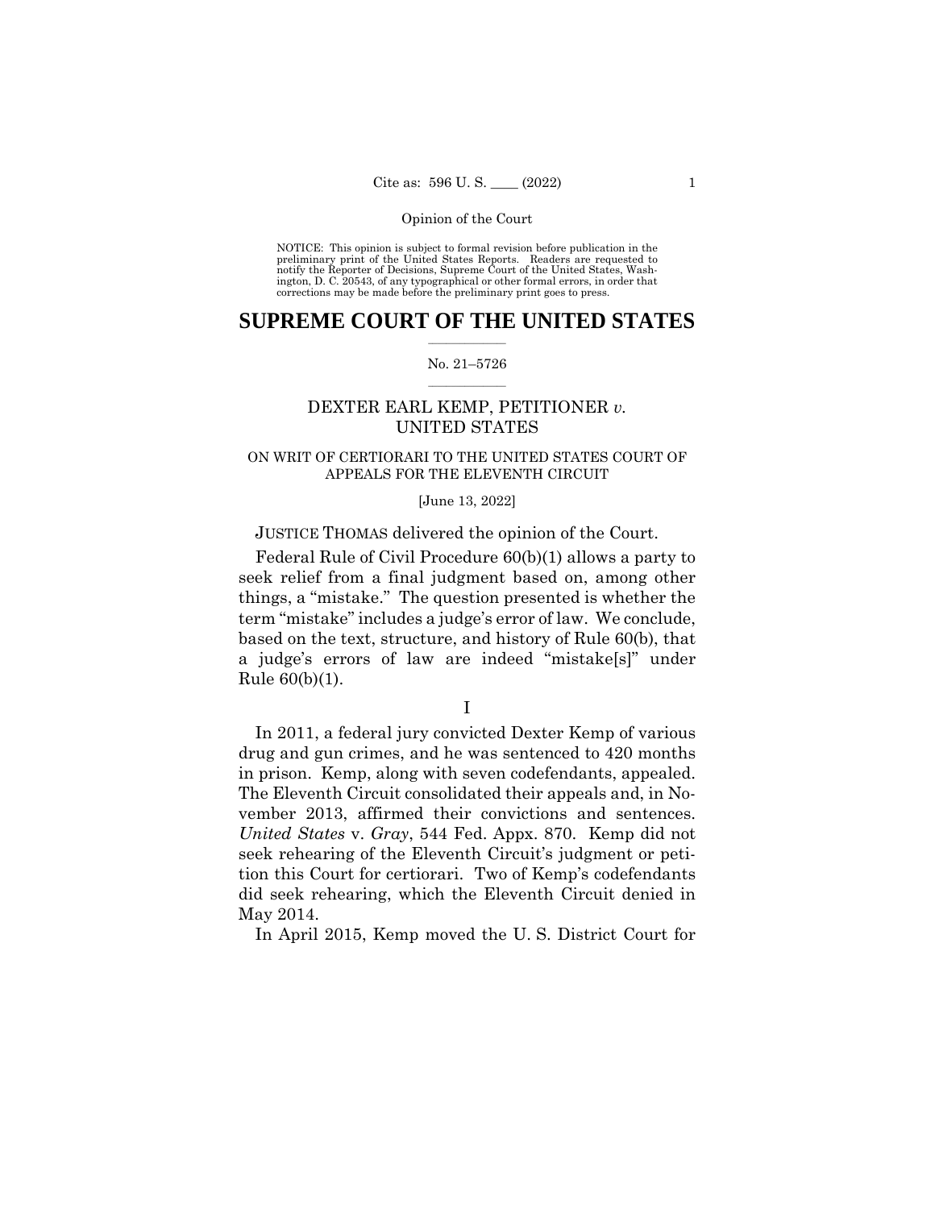NOTICE: This opinion is subject to formal revision before publication in the preliminary print of the United States Reports. Readers are requested to notify the Reporter of Decisions, Supreme Court of the United States, Washington, D. C. 20543, of any typographical or other formal errors, in order that corrections may be made before the preliminary print goes to press.

# SUPREME COURT OF THE UNITED STATES

No. 21–5726

## DEXTER EARL KEMP, PETITIONER *v.* UNITED STATES

### ON WRIT OF CERTIORARI TO THE UNITED STATES COURT OF APPEALS FOR THE ELEVENTH CIRCUIT

[June 13, 2022]

JUSTICE THOMAS delivered the opinion of the Court.

Federal Rule of Civil Procedure 60(b)(1) allows a party to seek relief from a final judgment based on, among other things, a "mistake." The question presented is whether the term "mistake" includes a judge's error of law. We conclude, based on the text, structure, and history of Rule 60(b), that a judge's errors of law are indeed "mistake[s]" under Rule 60(b)(1).

I

In 2011, a federal jury convicted Dexter Kemp of various drug and gun crimes, and he was sentenced to 420 months in prison. Kemp, along with seven codefendants, appealed. The Eleventh Circuit consolidated their appeals and, in November 2013, affirmed their convictions and sentences. *United States* v. *Gray*, 544 Fed. Appx. 870. Kemp did not seek rehearing of the Eleventh Circuit's judgment or petition this Court for certiorari. Two of Kemp's codefendants did seek rehearing, which the Eleventh Circuit denied in May 2014.

In April 2015, Kemp moved the U. S. District Court for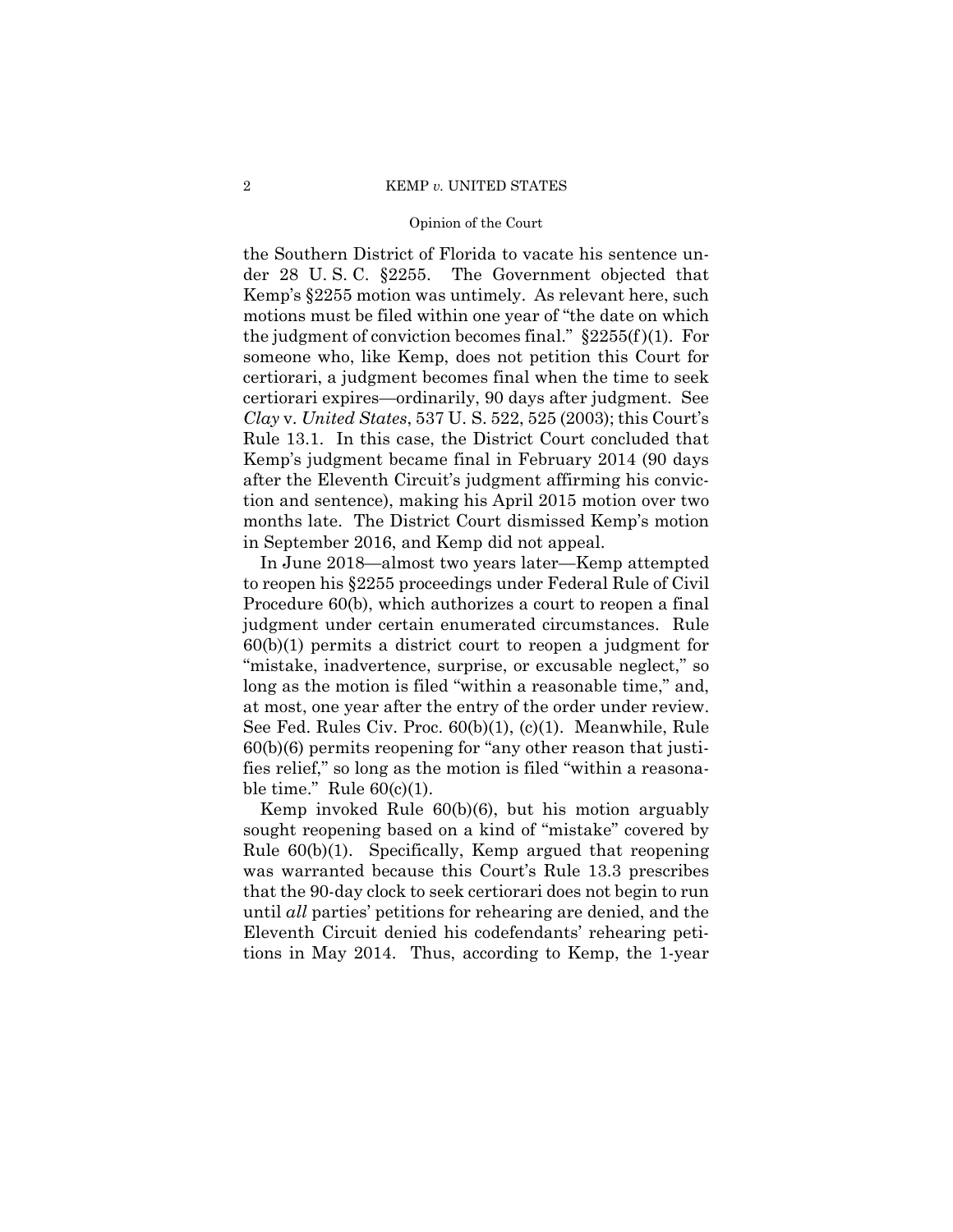the Southern District of Florida to vacate his sentence under 28 U. S. C. §2255. The Government objected that Kemp's §2255 motion was untimely. As relevant here, such motions must be filed within one year of "the date on which the judgment of conviction becomes final." §2255(f)(1). For someone who, like Kemp, does not petition this Court for certiorari, a judgment becomes final when the time to seek certiorari expires—ordinarily, 90 days after judgment. See *Clay* v. *United States*, 537 U. S. 522, 525 (2003); this Court's Rule 13.1. In this case, the District Court concluded that Kemp's judgment became final in February 2014 (90 days after the Eleventh Circuit's judgment affirming his conviction and sentence), making his April 2015 motion over two months late. The District Court dismissed Kemp's motion in September 2016, and Kemp did not appeal.

In June 2018—almost two years later—Kemp attempted to reopen his §2255 proceedings under Federal Rule of Civil Procedure 60(b), which authorizes a court to reopen a final judgment under certain enumerated circumstances. Rule 60(b)(1) permits a district court to reopen a judgment for "mistake, inadvertence, surprise, or excusable neglect," so long as the motion is filed "within a reasonable time," and, at most, one year after the entry of the order under review. See Fed. Rules Civ. Proc. 60(b)(1), (c)(1). Meanwhile, Rule 60(b)(6) permits reopening for "any other reason that justifies relief," so long as the motion is filed "within a reasonable time." Rule 60(c)(1).

Kemp invoked Rule 60(b)(6), but his motion arguably sought reopening based on a kind of "mistake" covered by Rule 60(b)(1). Specifically, Kemp argued that reopening was warranted because this Court's Rule 13.3 prescribes that the 90-day clock to seek certiorari does not begin to run until *all* parties' petitions for rehearing are denied, and the Eleventh Circuit denied his codefendants' rehearing petitions in May 2014. Thus, according to Kemp, the 1-year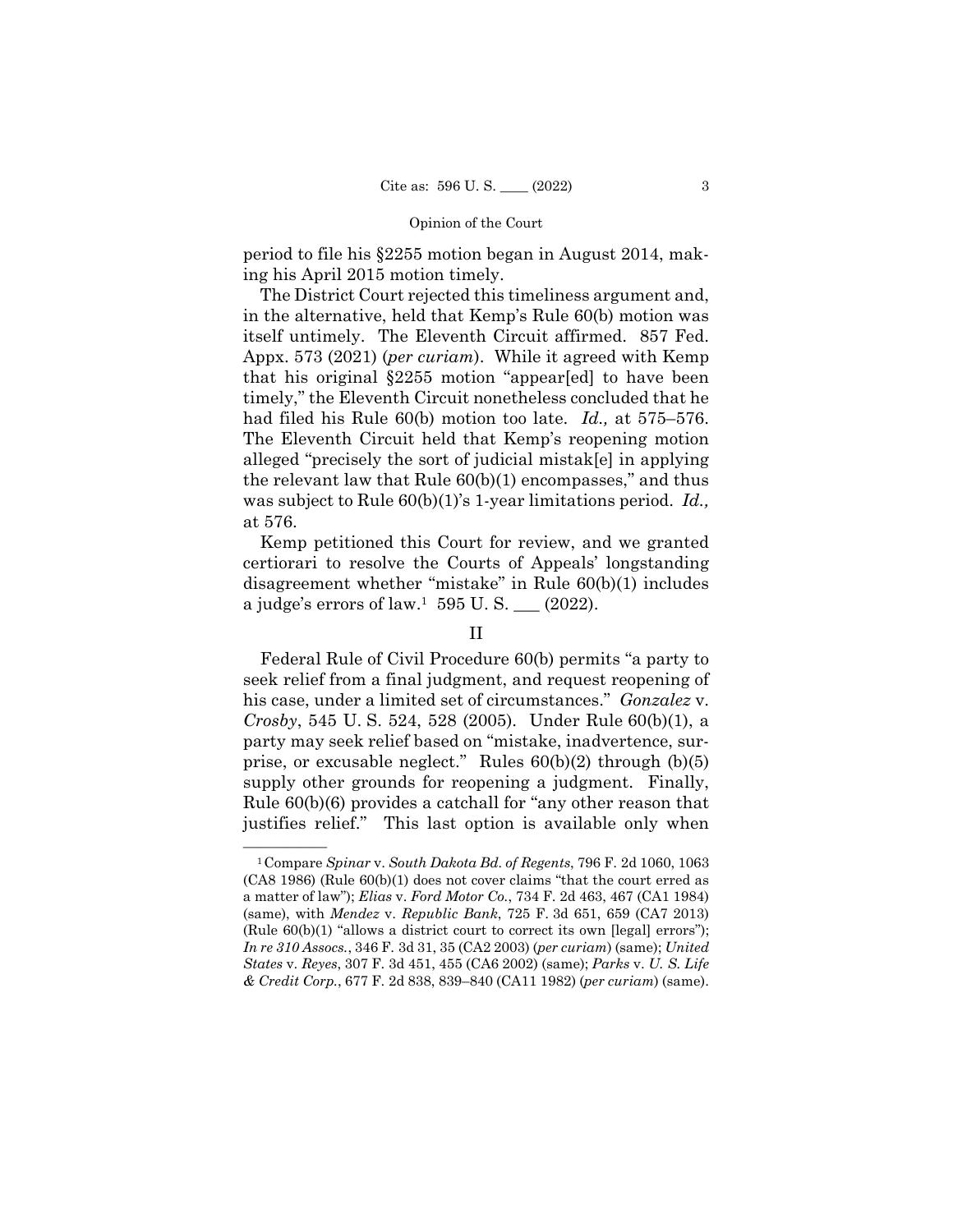period to file his §2255 motion began in August 2014, making his April 2015 motion timely.

The District Court rejected this timeliness argument and, in the alternative, held that Kemp's Rule 60(b) motion was itself untimely. The Eleventh Circuit affirmed. 857 Fed. Appx. 573 (2021) (*per curiam*). While it agreed with Kemp that his original §2255 motion "appear[ed] to have been timely," the Eleventh Circuit nonetheless concluded that he had filed his Rule 60(b) motion too late. *Id.,* at 575–576. The Eleventh Circuit held that Kemp's reopening motion alleged "precisely the sort of judicial mistak[e] in applying the relevant law that Rule 60(b)(1) encompasses," and thus was subject to Rule 60(b)(1)'s 1-year limitations period. *Id.,* at 576.

Kemp petitioned this Court for review, and we granted certiorari to resolve the Courts of Appeals' longstanding disagreement whether "mistake" in Rule 60(b)(1) includes a judge's errors of law.[1] 595 U. S. ___ (2022).

## II

Federal Rule of Civil Procedure 60(b) permits "a party to seek relief from a final judgment, and request reopening of his case, under a limited set of circumstances." *Gonzalez* v. *Crosby*, 545 U. S. 524, 528 (2005). Under Rule 60(b)(1), a party may seek relief based on "mistake, inadvertence, surprise, or excusable neglect." Rules 60(b)(2) through (b)(5) supply other grounds for reopening a judgment. Finally, Rule 60(b)(6) provides a catchall for "any other reason that justifies relief." This last option is available only when

---

[1] Compare *Spinar* v. *South Dakota Bd. of Regents*, 796 F. 2d 1060, 1063 (CA8 1986) (Rule 60(b)(1) does not cover claims "that the court erred as a matter of law"); *Elias* v. *Ford Motor Co.*, 734 F. 2d 463, 467 (CA1 1984) (same), with *Mendez* v. *Republic Bank*, 725 F. 3d 651, 659 (CA7 2013) (Rule 60(b)(1) "allows a district court to correct its own [legal] errors"); *In re 310 Assocs.*, 346 F. 3d 31, 35 (CA2 2003) (*per curiam*) (same); *United States* v. *Reyes*, 307 F. 3d 451, 455 (CA6 2002) (same); *Parks* v. *U. S. Life & Credit Corp.*, 677 F. 2d 838, 839–840 (CA11 1982) (*per curiam*) (same).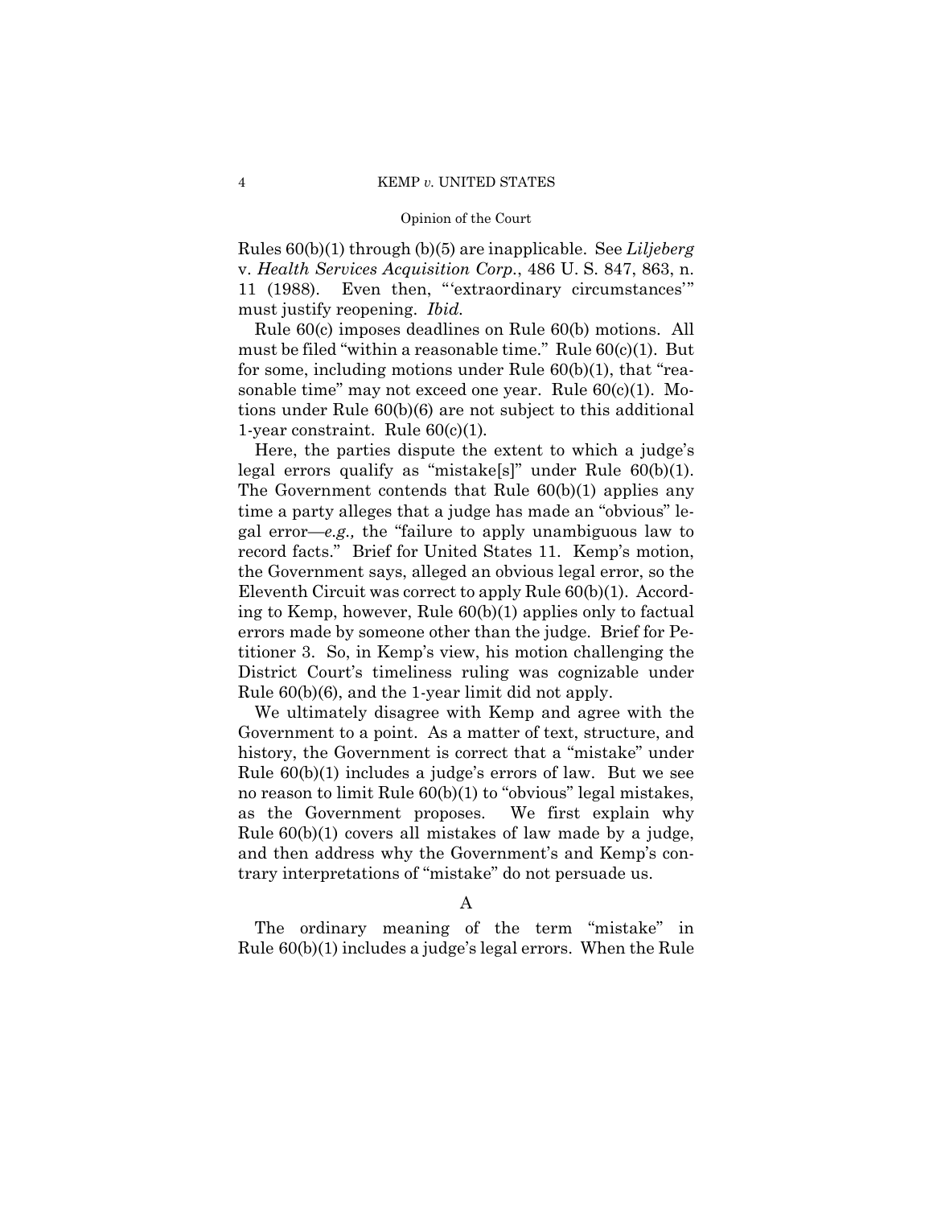Rules 60(b)(1) through (b)(5) are inapplicable. See *Liljeberg* v. *Health Services Acquisition Corp.*, 486 U. S. 847, 863, n. 11 (1988). Even then, "'extraordinary circumstances'" must justify reopening. *Ibid.*

Rule 60(c) imposes deadlines on Rule 60(b) motions. All must be filed "within a reasonable time." Rule 60(c)(1). But for some, including motions under Rule 60(b)(1), that "reasonable time" may not exceed one year. Rule 60(c)(1). Motions under Rule 60(b)(6) are not subject to this additional 1-year constraint. Rule 60(c)(1).

Here, the parties dispute the extent to which a judge's legal errors qualify as "mistake[s]" under Rule 60(b)(1). The Government contends that Rule 60(b)(1) applies any time a party alleges that a judge has made an "obvious" legal error—*e.g.,* the "failure to apply unambiguous law to record facts." Brief for United States 11. Kemp's motion, the Government says, alleged an obvious legal error, so the Eleventh Circuit was correct to apply Rule 60(b)(1). According to Kemp, however, Rule 60(b)(1) applies only to factual errors made by someone other than the judge. Brief for Petitioner 3. So, in Kemp's view, his motion challenging the District Court's timeliness ruling was cognizable under Rule 60(b)(6), and the 1-year limit did not apply.

We ultimately disagree with Kemp and agree with the Government to a point. As a matter of text, structure, and history, the Government is correct that a "mistake" under Rule 60(b)(1) includes a judge's errors of law. But we see no reason to limit Rule 60(b)(1) to "obvious" legal mistakes, as the Government proposes. We first explain why Rule 60(b)(1) covers all mistakes of law made by a judge, and then address why the Government's and Kemp's contrary interpretations of "mistake" do not persuade us.

### A

The ordinary meaning of the term "mistake" in Rule 60(b)(1) includes a judge's legal errors. When the Rule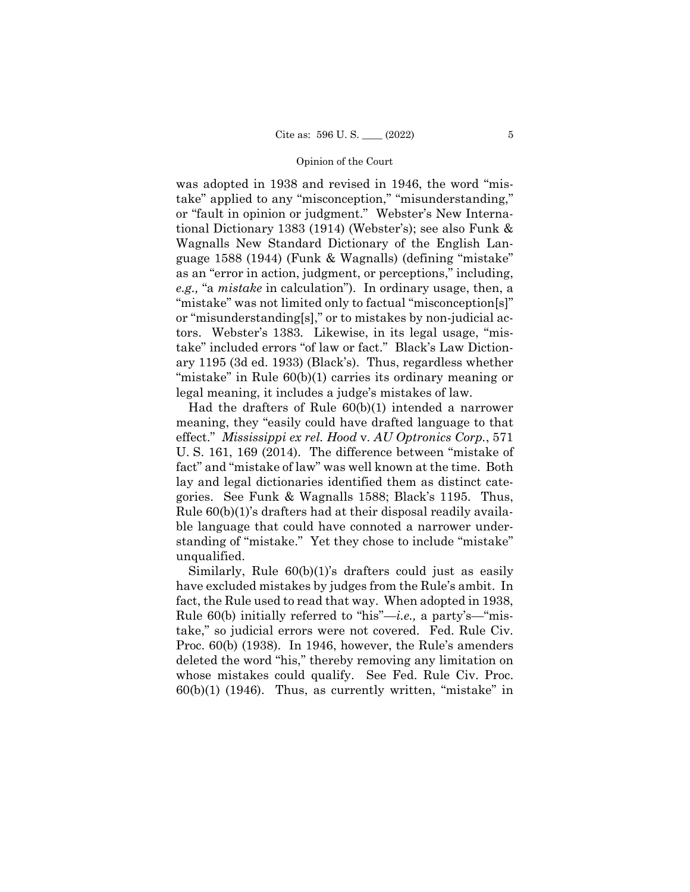was adopted in 1938 and revised in 1946, the word "mistake" applied to any "misconception," "misunderstanding," or "fault in opinion or judgment." Webster's New International Dictionary 1383 (1914) (Webster's); see also Funk & Wagnalls New Standard Dictionary of the English Language 1588 (1944) (Funk & Wagnalls) (defining "mistake" as an "error in action, judgment, or perceptions," including, *e.g.,* "a *mistake* in calculation"). In ordinary usage, then, a "mistake" was not limited only to factual "misconception[s]" or "misunderstanding[s]," or to mistakes by non-judicial actors. Webster's 1383. Likewise, in its legal usage, "mistake" included errors "of law or fact." Black's Law Dictionary 1195 (3d ed. 1933) (Black's). Thus, regardless whether "mistake" in Rule 60(b)(1) carries its ordinary meaning or legal meaning, it includes a judge's mistakes of law.

Had the drafters of Rule 60(b)(1) intended a narrower meaning, they "easily could have drafted language to that effect." *Mississippi ex rel. Hood* v. *AU Optronics Corp.*, 571 U. S. 161, 169 (2014). The difference between "mistake of fact" and "mistake of law" was well known at the time. Both lay and legal dictionaries identified them as distinct categories. See Funk & Wagnalls 1588; Black's 1195. Thus, Rule 60(b)(1)'s drafters had at their disposal readily available language that could have connoted a narrower understanding of "mistake." Yet they chose to include "mistake" unqualified.

Similarly, Rule 60(b)(1)'s drafters could just as easily have excluded mistakes by judges from the Rule's ambit. In fact, the Rule used to read that way. When adopted in 1938, Rule 60(b) initially referred to "his"—*i.e.,* a party's—"mistake," so judicial errors were not covered. Fed. Rule Civ. Proc. 60(b) (1938). In 1946, however, the Rule's amenders deleted the word "his," thereby removing any limitation on whose mistakes could qualify. See Fed. Rule Civ. Proc. 60(b)(1) (1946). Thus, as currently written, "mistake" in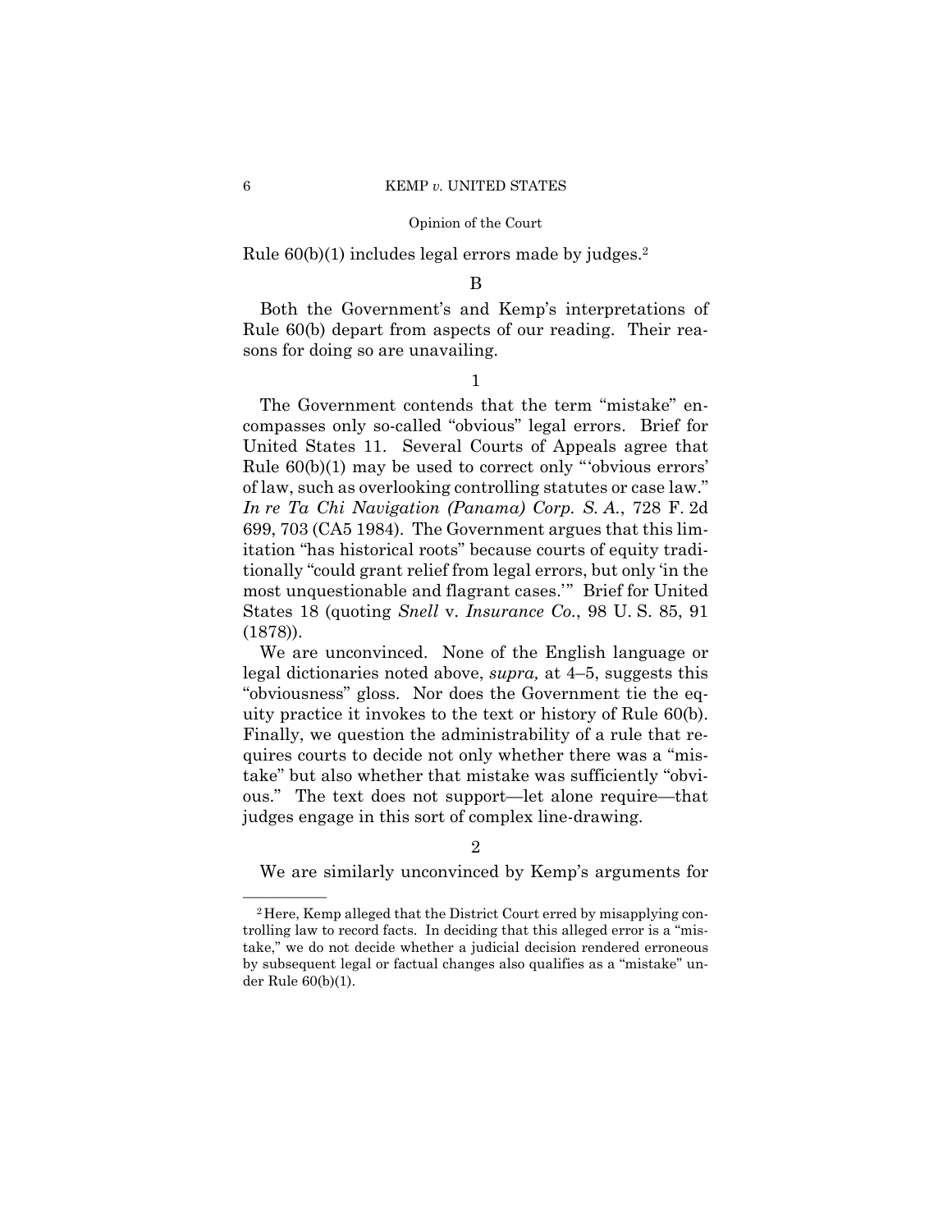Rule 60(b)(1) includes legal errors made by judges.[2]

B

Both the Government's and Kemp's interpretations of Rule 60(b) depart from aspects of our reading. Their reasons for doing so are unavailing.

1

The Government contends that the term "mistake" encompasses only so-called "obvious" legal errors. Brief for United States 11. Several Courts of Appeals agree that Rule 60(b)(1) may be used to correct only "'obvious errors' of law, such as overlooking controlling statutes or case law." *In re Ta Chi Navigation (Panama) Corp. S. A.*, 728 F. 2d 699, 703 (CA5 1984). The Government argues that this limitation "has historical roots" because courts of equity traditionally "could grant relief from legal errors, but only 'in the most unquestionable and flagrant cases.'" Brief for United States 18 (quoting *Snell* v. *Insurance Co.*, 98 U. S. 85, 91 (1878)).

We are unconvinced. None of the English language or legal dictionaries noted above, *supra,* at 4–5, suggests this "obviousness" gloss. Nor does the Government tie the equity practice it invokes to the text or history of Rule 60(b). Finally, we question the administrability of a rule that requires courts to decide not only whether there was a "mistake" but also whether that mistake was sufficiently "obvious." The text does not support—let alone require—that judges engage in this sort of complex line-drawing.

2

We are similarly unconvinced by Kemp's arguments for

---

[2] Here, Kemp alleged that the District Court erred by misapplying controlling law to record facts. In deciding that this alleged error is a "mistake," we do not decide whether a judicial decision rendered erroneous by subsequent legal or factual changes also qualifies as a "mistake" under Rule 60(b)(1).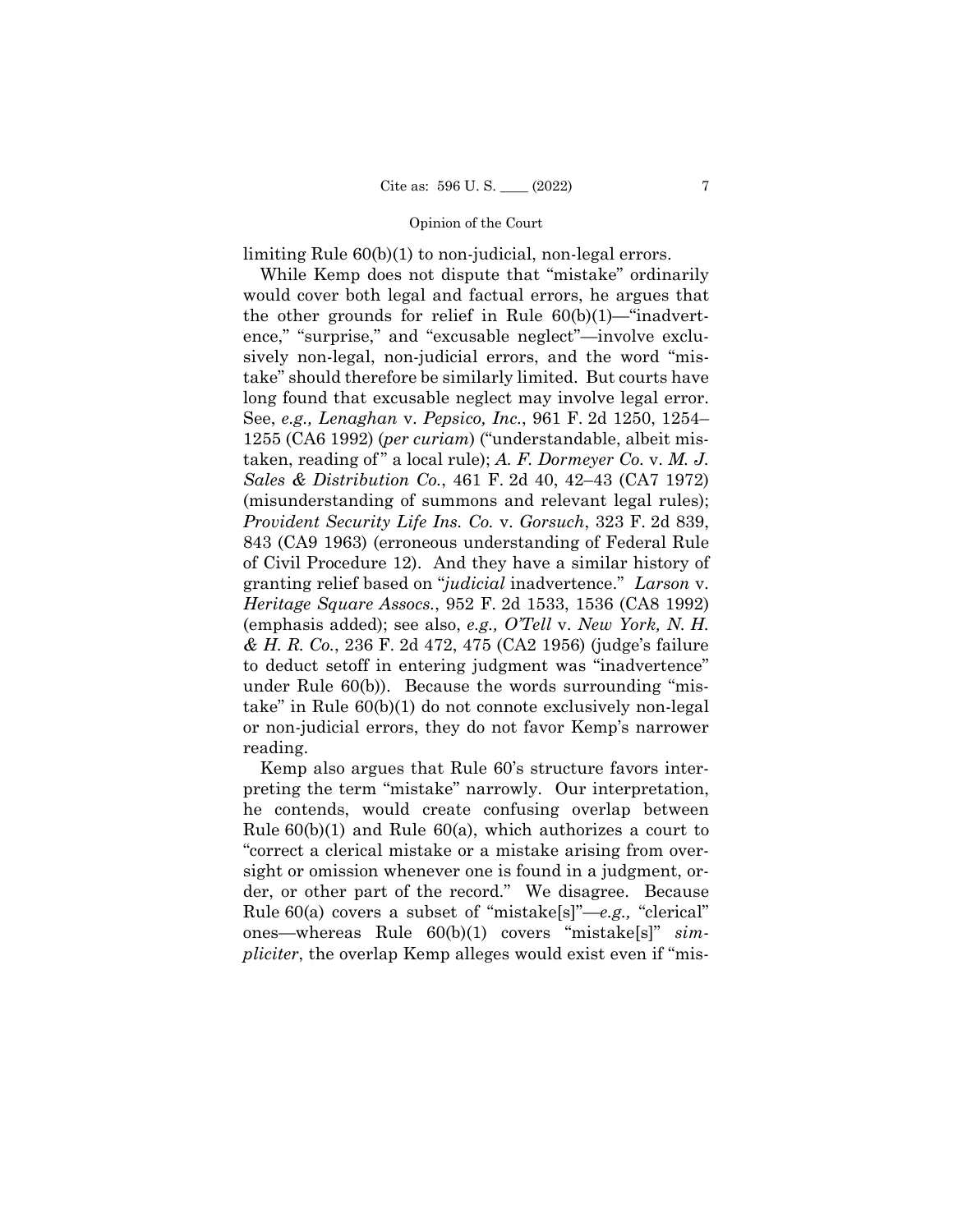limiting Rule 60(b)(1) to non-judicial, non-legal errors.

While Kemp does not dispute that "mistake" ordinarily would cover both legal and factual errors, he argues that the other grounds for relief in Rule 60(b)(1)—"inadvertence," "surprise," and "excusable neglect"—involve exclusively non-legal, non-judicial errors, and the word "mistake" should therefore be similarly limited. But courts have long found that excusable neglect may involve legal error. See, *e.g., Lenaghan* v. *Pepsico, Inc.*, 961 F. 2d 1250, 1254–1255 (CA6 1992) (*per curiam*) ("understandable, albeit mistaken, reading of" a local rule); *A. F. Dormeyer Co.* v. *M. J. Sales & Distribution Co.*, 461 F. 2d 40, 42–43 (CA7 1972) (misunderstanding of summons and relevant legal rules); *Provident Security Life Ins. Co.* v. *Gorsuch*, 323 F. 2d 839, 843 (CA9 1963) (erroneous understanding of Federal Rule of Civil Procedure 12). And they have a similar history of granting relief based on "*judicial* inadvertence." *Larson* v. *Heritage Square Assocs.*, 952 F. 2d 1533, 1536 (CA8 1992) (emphasis added); see also, *e.g., O'Tell* v. *New York, N. H. & H. R. Co.*, 236 F. 2d 472, 475 (CA2 1956) (judge's failure to deduct setoff in entering judgment was "inadvertence" under Rule 60(b)). Because the words surrounding "mistake" in Rule 60(b)(1) do not connote exclusively non-legal or non-judicial errors, they do not favor Kemp's narrower reading.

Kemp also argues that Rule 60's structure favors interpreting the term "mistake" narrowly. Our interpretation, he contends, would create confusing overlap between Rule 60(b)(1) and Rule 60(a), which authorizes a court to "correct a clerical mistake or a mistake arising from oversight or omission whenever one is found in a judgment, order, or other part of the record." We disagree. Because Rule 60(a) covers a subset of "mistake[s]"—*e.g.,* "clerical" ones—whereas Rule 60(b)(1) covers "mistake[s]" *simpliciter*, the overlap Kemp alleges would exist even if "mis-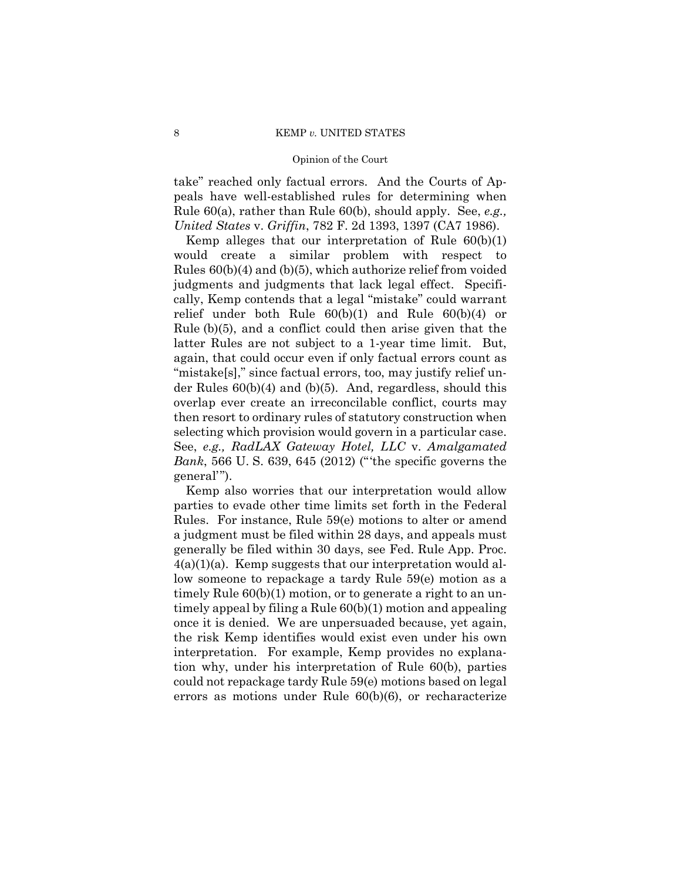take" reached only factual errors. And the Courts of Appeals have well-established rules for determining when Rule 60(a), rather than Rule 60(b), should apply. See, *e.g., United States* v. *Griffin*, 782 F. 2d 1393, 1397 (CA7 1986).

Kemp alleges that our interpretation of Rule 60(b)(1) would create a similar problem with respect to Rules 60(b)(4) and (b)(5), which authorize relief from voided judgments and judgments that lack legal effect. Specifically, Kemp contends that a legal "mistake" could warrant relief under both Rule 60(b)(1) and Rule 60(b)(4) or Rule (b)(5), and a conflict could then arise given that the latter Rules are not subject to a 1-year time limit. But, again, that could occur even if only factual errors count as "mistake[s]," since factual errors, too, may justify relief under Rules 60(b)(4) and (b)(5). And, regardless, should this overlap ever create an irreconcilable conflict, courts may then resort to ordinary rules of statutory construction when selecting which provision would govern in a particular case. See, *e.g., RadLAX Gateway Hotel, LLC* v. *Amalgamated Bank*, 566 U. S. 639, 645 (2012) ("'the specific governs the general'").

Kemp also worries that our interpretation would allow parties to evade other time limits set forth in the Federal Rules. For instance, Rule 59(e) motions to alter or amend a judgment must be filed within 28 days, and appeals must generally be filed within 30 days, see Fed. Rule App. Proc. 4(a)(1)(a). Kemp suggests that our interpretation would allow someone to repackage a tardy Rule 59(e) motion as a timely Rule 60(b)(1) motion, or to generate a right to an untimely appeal by filing a Rule 60(b)(1) motion and appealing once it is denied. We are unpersuaded because, yet again, the risk Kemp identifies would exist even under his own interpretation. For example, Kemp provides no explanation why, under his interpretation of Rule 60(b), parties could not repackage tardy Rule 59(e) motions based on legal errors as motions under Rule 60(b)(6), or recharacterize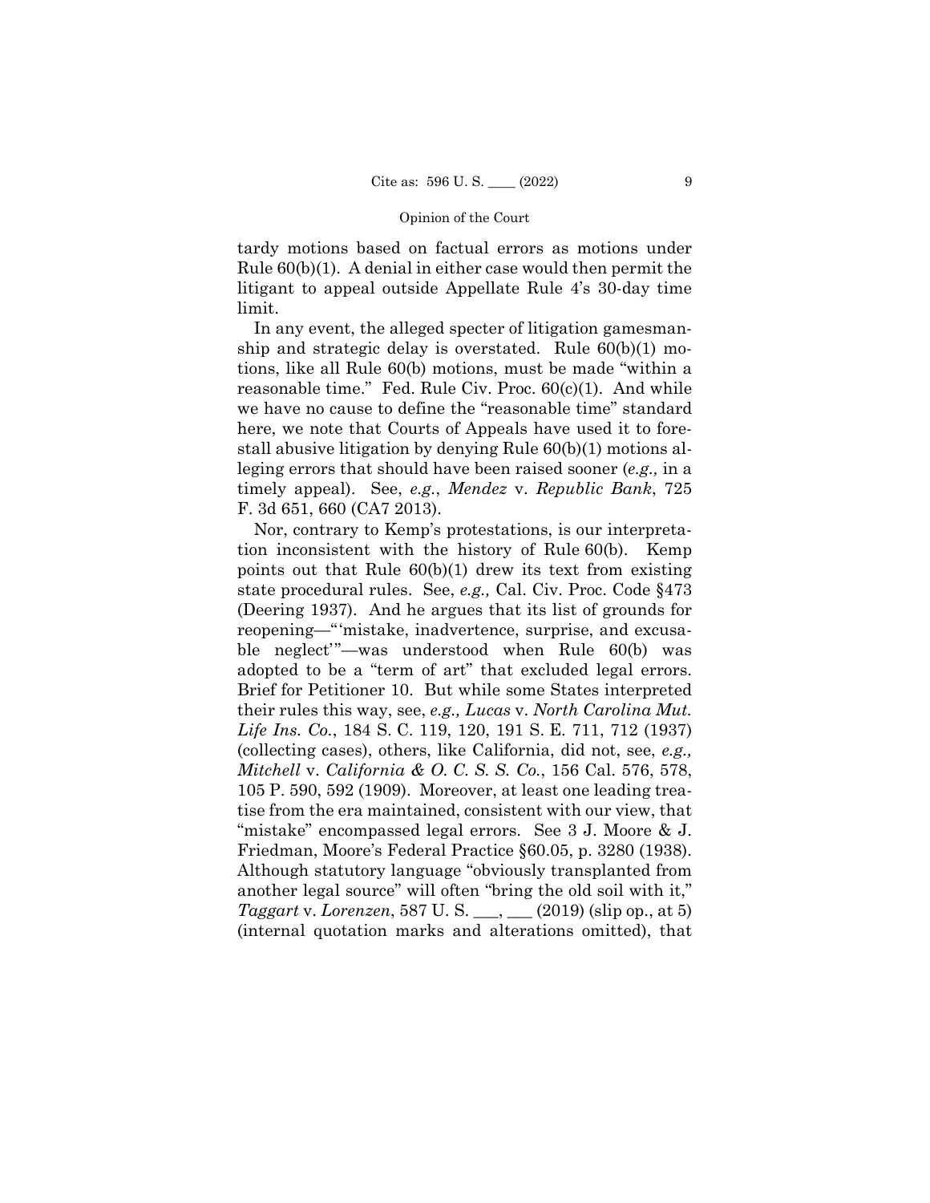tardy motions based on factual errors as motions under Rule 60(b)(1). A denial in either case would then permit the litigant to appeal outside Appellate Rule 4's 30-day time limit.

In any event, the alleged specter of litigation gamesmanship and strategic delay is overstated. Rule 60(b)(1) motions, like all Rule 60(b) motions, must be made "within a reasonable time." Fed. Rule Civ. Proc. 60(c)(1). And while we have no cause to define the "reasonable time" standard here, we note that Courts of Appeals have used it to forestall abusive litigation by denying Rule 60(b)(1) motions alleging errors that should have been raised sooner (*e.g.,* in a timely appeal). See, *e.g.*, *Mendez* v. *Republic Bank*, 725 F. 3d 651, 660 (CA7 2013).

Nor, contrary to Kemp's protestations, is our interpretation inconsistent with the history of Rule 60(b). Kemp points out that Rule 60(b)(1) drew its text from existing state procedural rules. See, *e.g.,* Cal. Civ. Proc. Code §473 (Deering 1937). And he argues that its list of grounds for reopening—"'mistake, inadvertence, surprise, and excusable neglect'"—was understood when Rule 60(b) was adopted to be a "term of art" that excluded legal errors. Brief for Petitioner 10. But while some States interpreted their rules this way, see, *e.g., Lucas* v. *North Carolina Mut. Life Ins. Co.*, 184 S. C. 119, 120, 191 S. E. 711, 712 (1937) (collecting cases), others, like California, did not, see, *e.g., Mitchell* v. *California & O. C. S. S. Co.*, 156 Cal. 576, 578, 105 P. 590, 592 (1909). Moreover, at least one leading treatise from the era maintained, consistent with our view, that "mistake" encompassed legal errors. See 3 J. Moore & J. Friedman, Moore's Federal Practice §60.05, p. 3280 (1938). Although statutory language "obviously transplanted from another legal source" will often "bring the old soil with it," *Taggart* v. *Lorenzen*, 587 U. S. ___, ___ (2019) (slip op., at 5) (internal quotation marks and alterations omitted), that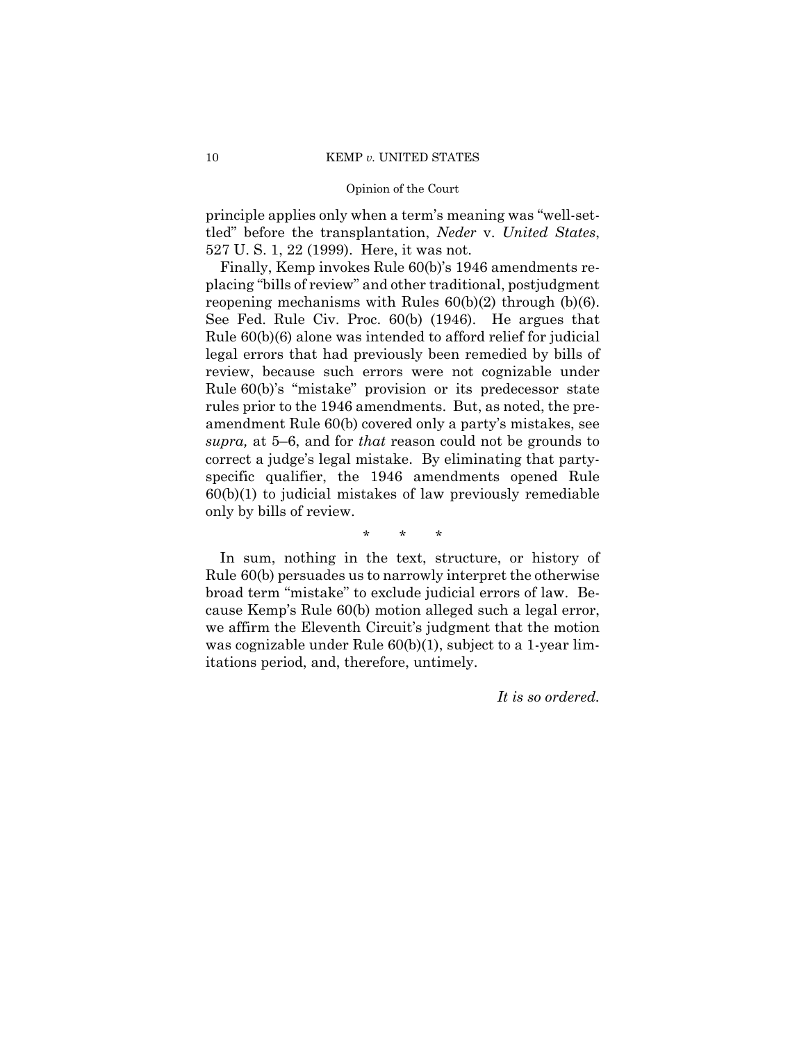principle applies only when a term's meaning was "well-settled" before the transplantation, *Neder* v. *United States*, 527 U. S. 1, 22 (1999). Here, it was not.

Finally, Kemp invokes Rule 60(b)'s 1946 amendments replacing "bills of review" and other traditional, postjudgment reopening mechanisms with Rules 60(b)(2) through (b)(6). See Fed. Rule Civ. Proc. 60(b) (1946). He argues that Rule 60(b)(6) alone was intended to afford relief for judicial legal errors that had previously been remedied by bills of review, because such errors were not cognizable under Rule 60(b)'s "mistake" provision or its predecessor state rules prior to the 1946 amendments. But, as noted, the pre-amendment Rule 60(b) covered only a party's mistakes, see *supra,* at 5–6, and for *that* reason could not be grounds to correct a judge's legal mistake. By eliminating that party-specific qualifier, the 1946 amendments opened Rule 60(b)(1) to judicial mistakes of law previously remediable only by bills of review.

\* \* \*

In sum, nothing in the text, structure, or history of Rule 60(b) persuades us to narrowly interpret the otherwise broad term "mistake" to exclude judicial errors of law. Because Kemp's Rule 60(b) motion alleged such a legal error, we affirm the Eleventh Circuit's judgment that the motion was cognizable under Rule 60(b)(1), subject to a 1-year limitations period, and, therefore, untimely.

*It is so ordered.*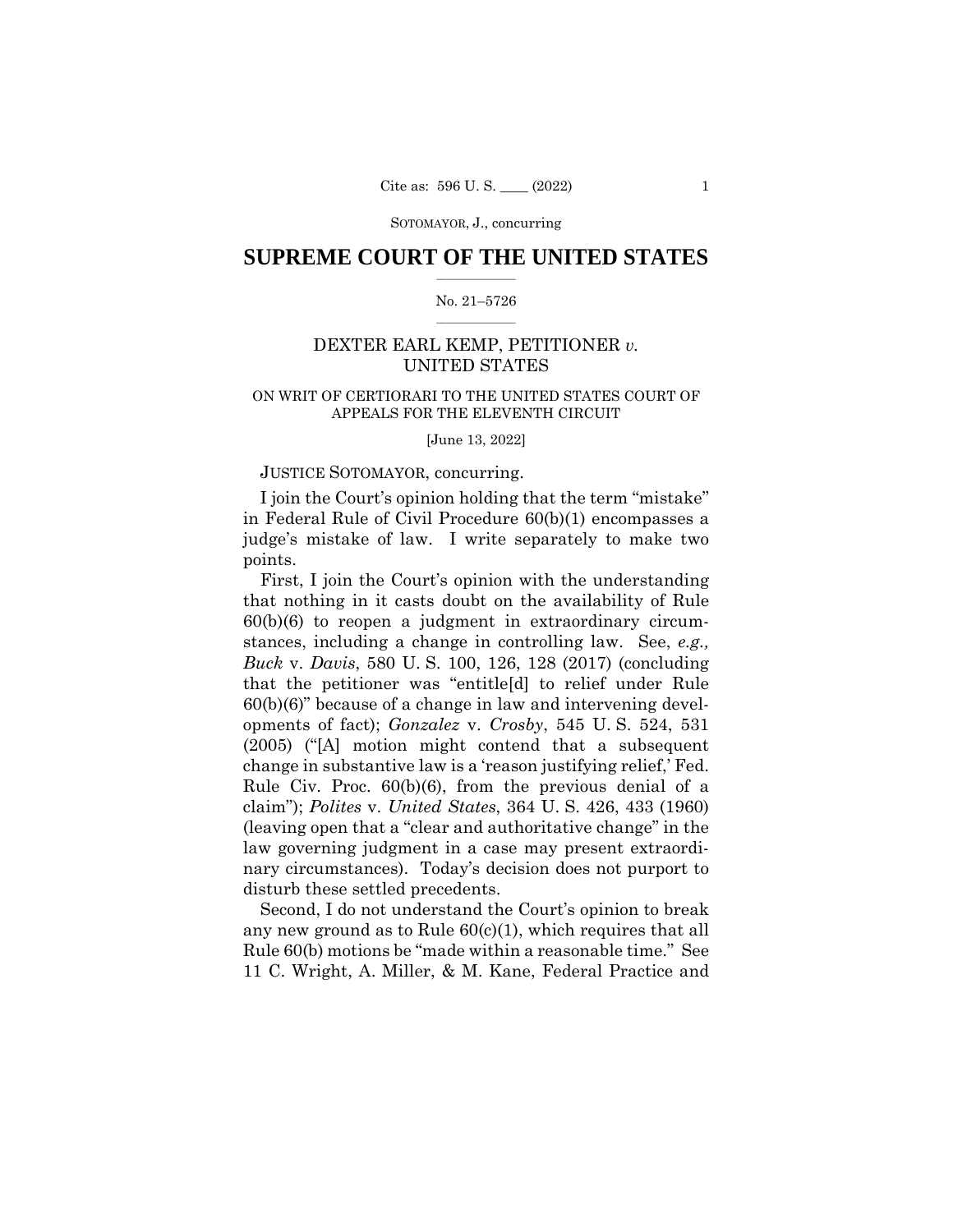# SUPREME COURT OF THE UNITED STATES

No. 21–5726

DEXTER EARL KEMP, PETITIONER *v.* UNITED STATES

ON WRIT OF CERTIORARI TO THE UNITED STATES COURT OF APPEALS FOR THE ELEVENTH CIRCUIT

[June 13, 2022]

JUSTICE SOTOMAYOR, concurring.

I join the Court's opinion holding that the term "mistake" in Federal Rule of Civil Procedure 60(b)(1) encompasses a judge's mistake of law. I write separately to make two points.

First, I join the Court's opinion with the understanding that nothing in it casts doubt on the availability of Rule 60(b)(6) to reopen a judgment in extraordinary circumstances, including a change in controlling law. See, *e.g., Buck* v. *Davis*, 580 U. S. 100, 126, 128 (2017) (concluding that the petitioner was "entitle[d] to relief under Rule 60(b)(6)" because of a change in law and intervening developments of fact); *Gonzalez* v. *Crosby*, 545 U. S. 524, 531 (2005) ("[A] motion might contend that a subsequent change in substantive law is a 'reason justifying relief,' Fed. Rule Civ. Proc. 60(b)(6), from the previous denial of a claim"); *Polites* v. *United States*, 364 U. S. 426, 433 (1960) (leaving open that a "clear and authoritative change" in the law governing judgment in a case may present extraordinary circumstances). Today's decision does not purport to disturb these settled precedents.

Second, I do not understand the Court's opinion to break any new ground as to Rule 60(c)(1), which requires that all Rule 60(b) motions be "made within a reasonable time." See 11 C. Wright, A. Miller, & M. Kane, Federal Practice and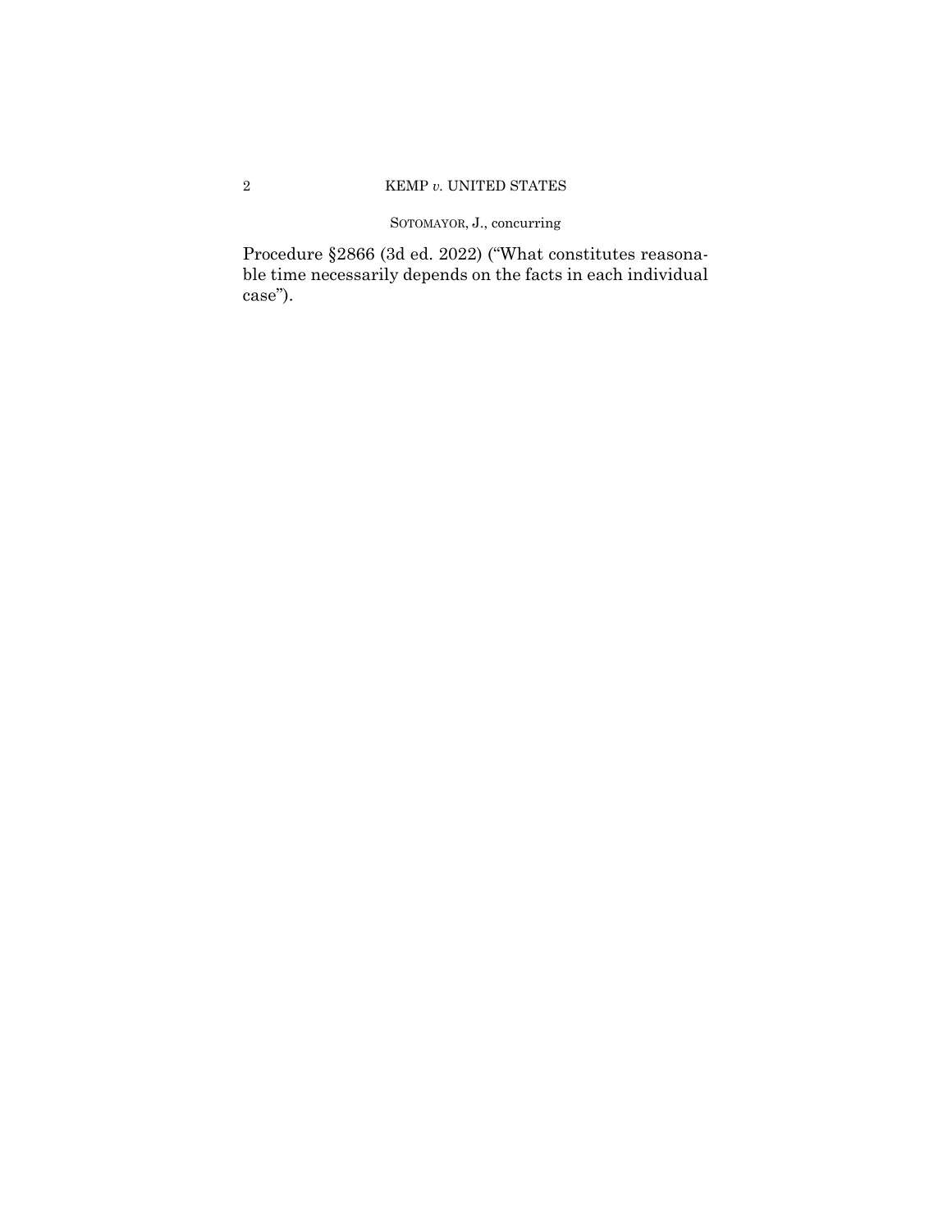Procedure §2866 (3d ed. 2022) ("What constitutes reasonable time necessarily depends on the facts in each individual case").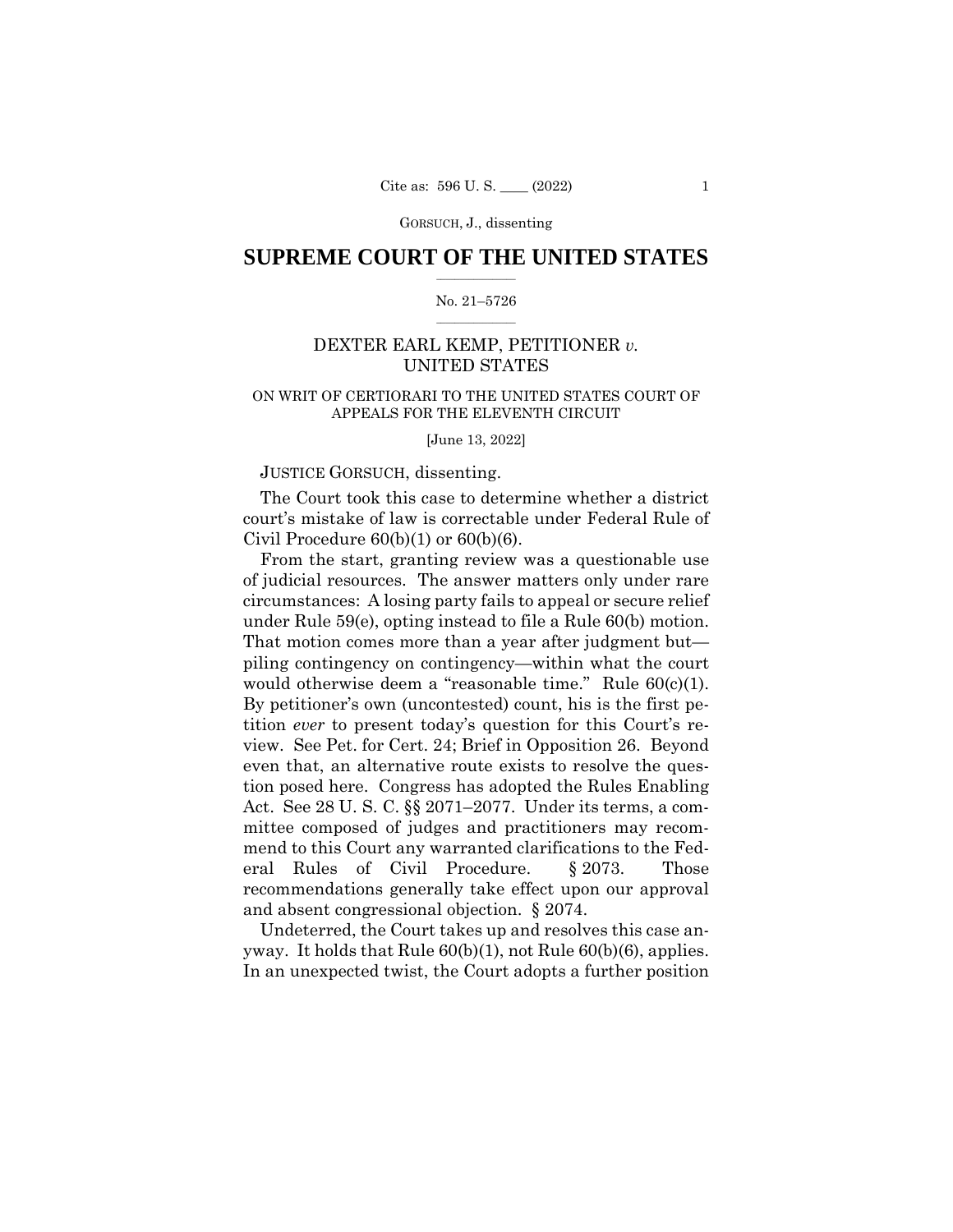GORSUCH, J., dissenting

# SUPREME COURT OF THE UNITED STATES

No. 21–5726

## DEXTER EARL KEMP, PETITIONER *v.* UNITED STATES

ON WRIT OF CERTIORARI TO THE UNITED STATES COURT OF APPEALS FOR THE ELEVENTH CIRCUIT

[June 13, 2022]

JUSTICE GORSUCH, dissenting.

The Court took this case to determine whether a district court's mistake of law is correctable under Federal Rule of Civil Procedure 60(b)(1) or 60(b)(6).

From the start, granting review was a questionable use of judicial resources. The answer matters only under rare circumstances: A losing party fails to appeal or secure relief under Rule 59(e), opting instead to file a Rule 60(b) motion. That motion comes more than a year after judgment but—piling contingency on contingency—within what the court would otherwise deem a "reasonable time." Rule 60(c)(1). By petitioner's own (uncontested) count, his is the first petition *ever* to present today's question for this Court's review. See Pet. for Cert. 24; Brief in Opposition 26. Beyond even that, an alternative route exists to resolve the question posed here. Congress has adopted the Rules Enabling Act. See 28 U. S. C. §§ 2071–2077. Under its terms, a committee composed of judges and practitioners may recommend to this Court any warranted clarifications to the Federal Rules of Civil Procedure. § 2073. Those recommendations generally take effect upon our approval and absent congressional objection. § 2074.

Undeterred, the Court takes up and resolves this case anyway. It holds that Rule 60(b)(1), not Rule 60(b)(6), applies. In an unexpected twist, the Court adopts a further position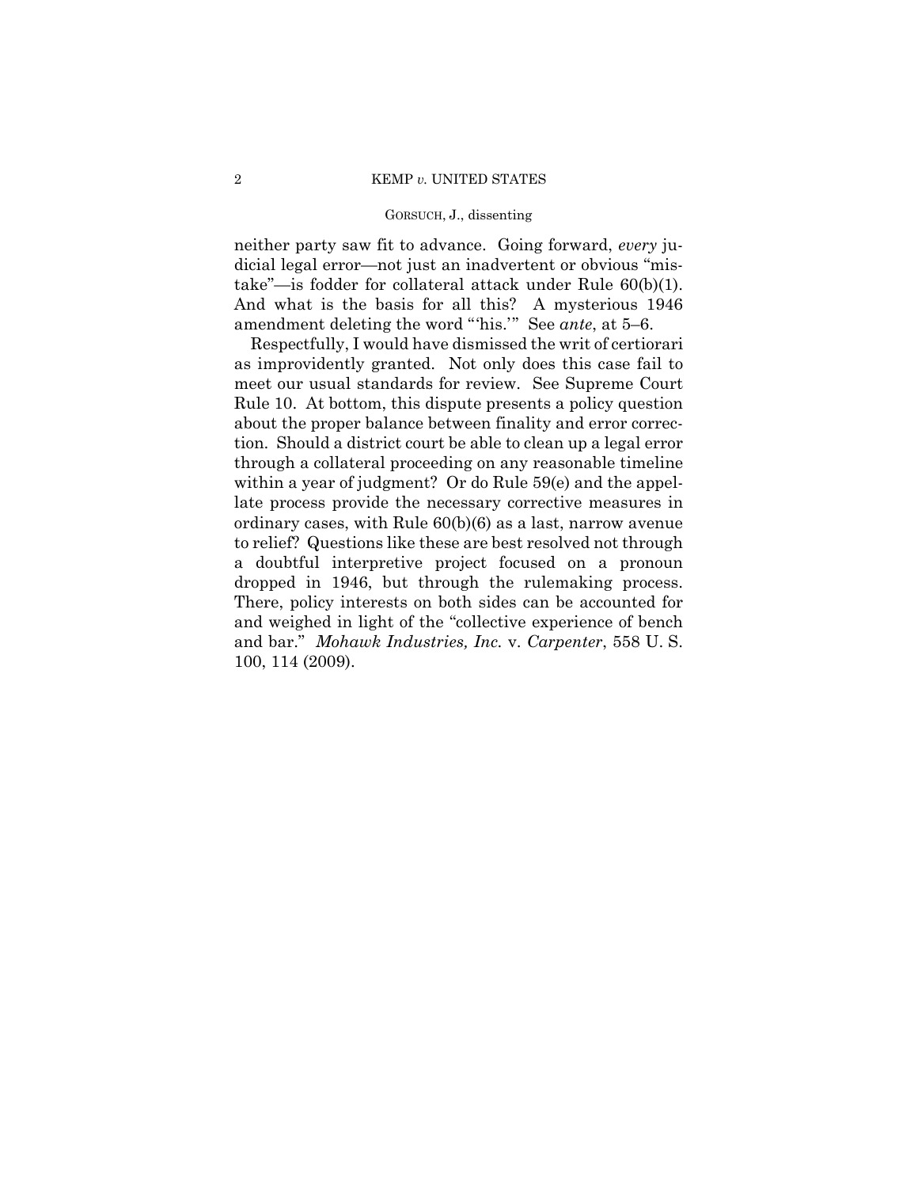neither party saw fit to advance. Going forward, *every* judicial legal error—not just an inadvertent or obvious "mistake"—is fodder for collateral attack under Rule 60(b)(1). And what is the basis for all this? A mysterious 1946 amendment deleting the word "'his.'" See *ante*, at 5–6.

Respectfully, I would have dismissed the writ of certiorari as improvidently granted. Not only does this case fail to meet our usual standards for review. See Supreme Court Rule 10. At bottom, this dispute presents a policy question about the proper balance between finality and error correction. Should a district court be able to clean up a legal error through a collateral proceeding on any reasonable timeline within a year of judgment? Or do Rule 59(e) and the appellate process provide the necessary corrective measures in ordinary cases, with Rule 60(b)(6) as a last, narrow avenue to relief? Questions like these are best resolved not through a doubtful interpretive project focused on a pronoun dropped in 1946, but through the rulemaking process. There, policy interests on both sides can be accounted for and weighed in light of the "collective experience of bench and bar." *Mohawk Industries, Inc.* v. *Carpenter*, 558 U. S. 100, 114 (2009).